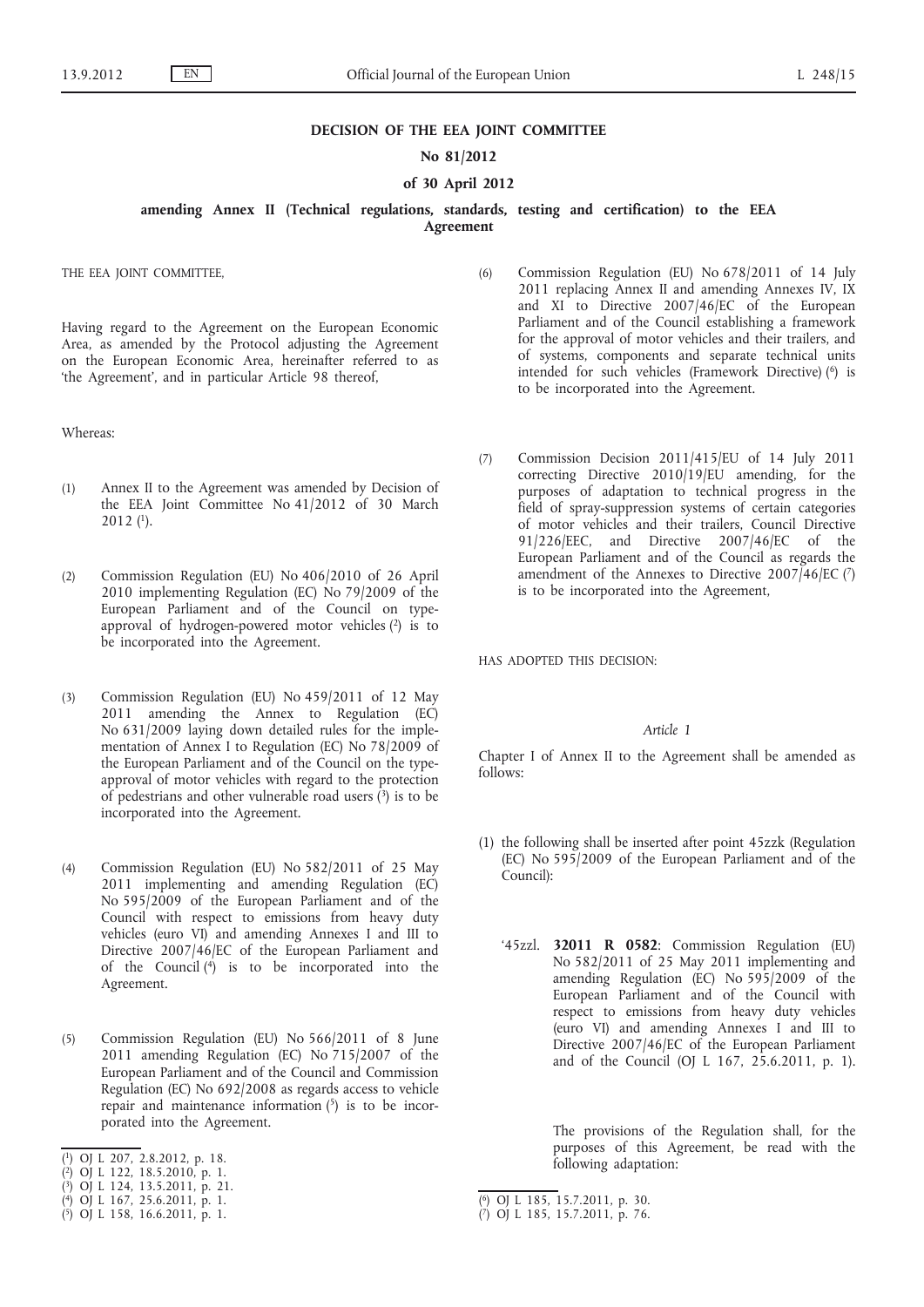# DECISION OF THE EEA JOINT COMMITTEE

## No 81/2012

## of 30 April 2012

## amending Annex II (Technical regulations, standards, testing and certification) to the EEA Agreement

THE EEA JOINT COMMITTEE,

Having regard to the Agreement on the European Economic Area, as amended by the Protocol adjusting the Agreement on the European Economic Area, hereinafter referred to as 'the Agreement', and in particular Article 98 thereof,

Whereas:

(1) Annex II to the Agreement was amended by Decision of the EEA Joint Committee No 41/2012 of 30 March 2012 [1].

(2) Commission Regulation (EU) No 406/2010 of 26 April 2010 implementing Regulation (EC) No 79/2009 of the European Parliament and of the Council on type-approval of hydrogen-powered motor vehicles [2] is to be incorporated into the Agreement.

(3) Commission Regulation (EU) No 459/2011 of 12 May 2011 amending the Annex to Regulation (EC) No 631/2009 laying down detailed rules for the implementation of Annex I to Regulation (EC) No 78/2009 of the European Parliament and of the Council on the type-approval of motor vehicles with regard to the protection of pedestrians and other vulnerable road users [3] is to be incorporated into the Agreement.

(4) Commission Regulation (EU) No 582/2011 of 25 May 2011 implementing and amending Regulation (EC) No 595/2009 of the European Parliament and of the Council with respect to emissions from heavy duty vehicles (euro VI) and amending Annexes I and III to Directive 2007/46/EC of the European Parliament and of the Council [4] is to be incorporated into the Agreement.

(5) Commission Regulation (EU) No 566/2011 of 8 June 2011 amending Regulation (EC) No 715/2007 of the European Parliament and of the Council and Commission Regulation (EC) No 692/2008 as regards access to vehicle repair and maintenance information [5] is to be incorporated into the Agreement.

(6) Commission Regulation (EU) No 678/2011 of 14 July 2011 replacing Annex II and amending Annexes IV, IX and XI to Directive 2007/46/EC of the European Parliament and of the Council establishing a framework for the approval of motor vehicles and their trailers, and of systems, components and separate technical units intended for such vehicles (Framework Directive) [6] is to be incorporated into the Agreement.

(7) Commission Decision 2011/415/EU of 14 July 2011 correcting Directive 2010/19/EU amending, for the purposes of adaptation to technical progress in the field of spray-suppression systems of certain categories of motor vehicles and their trailers, Council Directive 91/226/EEC, and Directive 2007/46/EC of the European Parliament and of the Council as regards the amendment of the Annexes to Directive 2007/46/EC [7] is to be incorporated into the Agreement,

HAS ADOPTED THIS DECISION:

*Article 1*

Chapter I of Annex II to the Agreement shall be amended as follows:

(1) the following shall be inserted after point 45zzk (Regulation (EC) No 595/2009 of the European Parliament and of the Council):

'45zzl. **32011 R 0582**: Commission Regulation (EU) No 582/2011 of 25 May 2011 implementing and amending Regulation (EC) No 595/2009 of the European Parliament and of the Council with respect to emissions from heavy duty vehicles (euro VI) and amending Annexes I and III to Directive 2007/46/EC of the European Parliament and of the Council (OJ L 167, 25.6.2011, p. 1).

The provisions of the Regulation shall, for the purposes of this Agreement, be read with the following adaptation:

---

[1] OJ L 207, 2.8.2012, p. 18.
[2] OJ L 122, 18.5.2010, p. 1.
[3] OJ L 124, 13.5.2011, p. 21.
[4] OJ L 167, 25.6.2011, p. 1.
[5] OJ L 158, 16.6.2011, p. 1.
[6] OJ L 185, 15.7.2011, p. 30.
[7] OJ L 185, 15.7.2011, p. 76.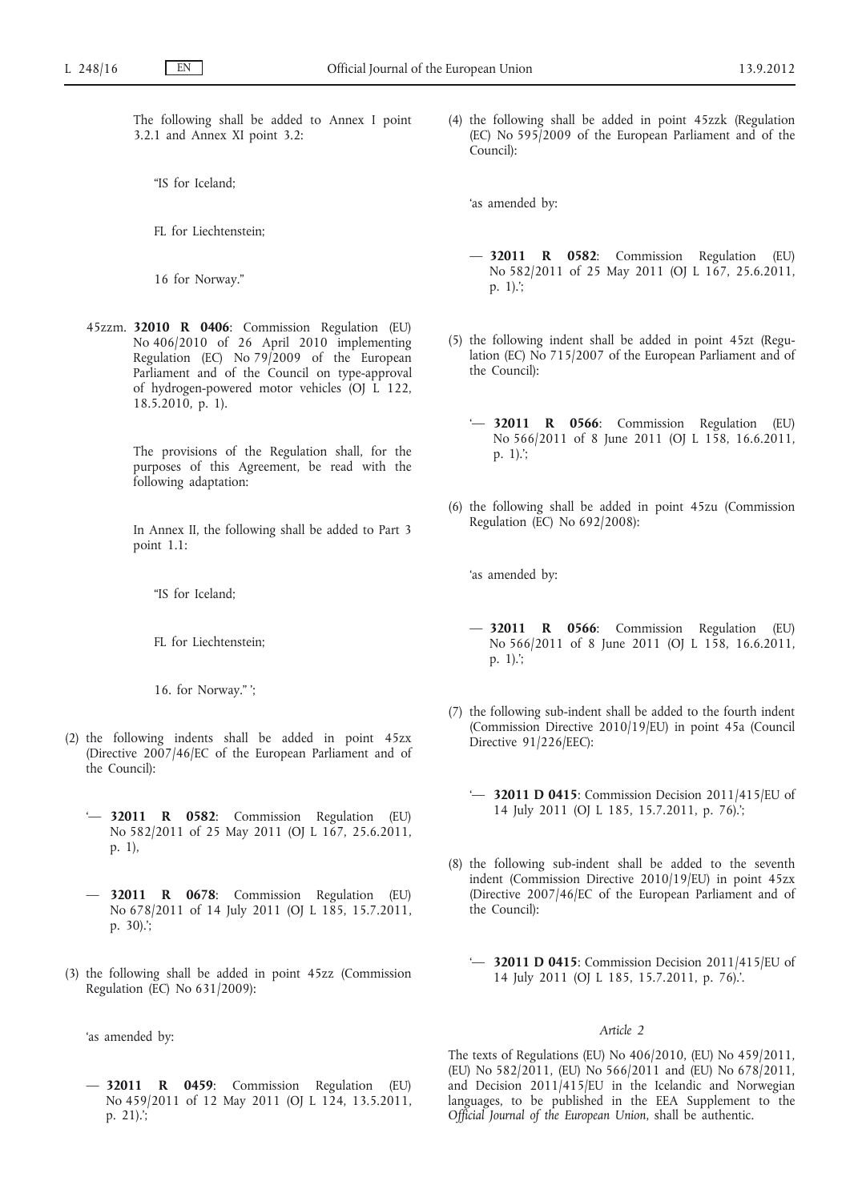The following shall be added to Annex I point 3.2.1 and Annex XI point 3.2:

"IS for Iceland;

FL for Liechtenstein;

16 for Norway."

45zzm. **32010 R 0406**: Commission Regulation (EU) No 406/2010 of 26 April 2010 implementing Regulation (EC) No 79/2009 of the European Parliament and of the Council on type-approval of hydrogen-powered motor vehicles (OJ L 122, 18.5.2010, p. 1).

The provisions of the Regulation shall, for the purposes of this Agreement, be read with the following adaptation:

In Annex II, the following shall be added to Part 3 point 1.1:

"IS for Iceland;

FL for Liechtenstein;

16. for Norway." ';

(2) the following indents shall be added in point 45zx (Directive 2007/46/EC of the European Parliament and of the Council):

'— **32011 R 0582**: Commission Regulation (EU) No 582/2011 of 25 May 2011 (OJ L 167, 25.6.2011, p. 1),

— **32011 R 0678**: Commission Regulation (EU) No 678/2011 of 14 July 2011 (OJ L 185, 15.7.2011, p. 30).';

(3) the following shall be added in point 45zz (Commission Regulation (EC) No 631/2009):

'as amended by:

— **32011 R 0459**: Commission Regulation (EU) No 459/2011 of 12 May 2011 (OJ L 124, 13.5.2011, p. 21).';

(4) the following shall be added in point 45zzk (Regulation (EC) No 595/2009 of the European Parliament and of the Council):

'as amended by:

— **32011 R 0582**: Commission Regulation (EU) No 582/2011 of 25 May 2011 (OJ L 167, 25.6.2011, p. 1).';

(5) the following indent shall be added in point 45zt (Regulation (EC) No 715/2007 of the European Parliament and of the Council):

'— **32011 R 0566**: Commission Regulation (EU) No 566/2011 of 8 June 2011 (OJ L 158, 16.6.2011, p. 1).';

(6) the following shall be added in point 45zu (Commission Regulation (EC) No 692/2008):

'as amended by:

— **32011 R 0566**: Commission Regulation (EU) No 566/2011 of 8 June 2011 (OJ L 158, 16.6.2011, p. 1).';

(7) the following sub-indent shall be added to the fourth indent (Commission Directive 2010/19/EU) in point 45a (Council Directive 91/226/EEC):

'— **32011 D 0415**: Commission Decision 2011/415/EU of 14 July 2011 (OJ L 185, 15.7.2011, p. 76).';

(8) the following sub-indent shall be added to the seventh indent (Commission Directive 2010/19/EU) in point 45zx (Directive 2007/46/EC of the European Parliament and of the Council):

'— **32011 D 0415**: Commission Decision 2011/415/EU of 14 July 2011 (OJ L 185, 15.7.2011, p. 76).'.

*Article 2*

The texts of Regulations (EU) No 406/2010, (EU) No 459/2011, (EU) No 582/2011, (EU) No 566/2011 and (EU) No 678/2011, and Decision 2011/415/EU in the Icelandic and Norwegian languages, to be published in the EEA Supplement to the *Official Journal of the European Union*, shall be authentic.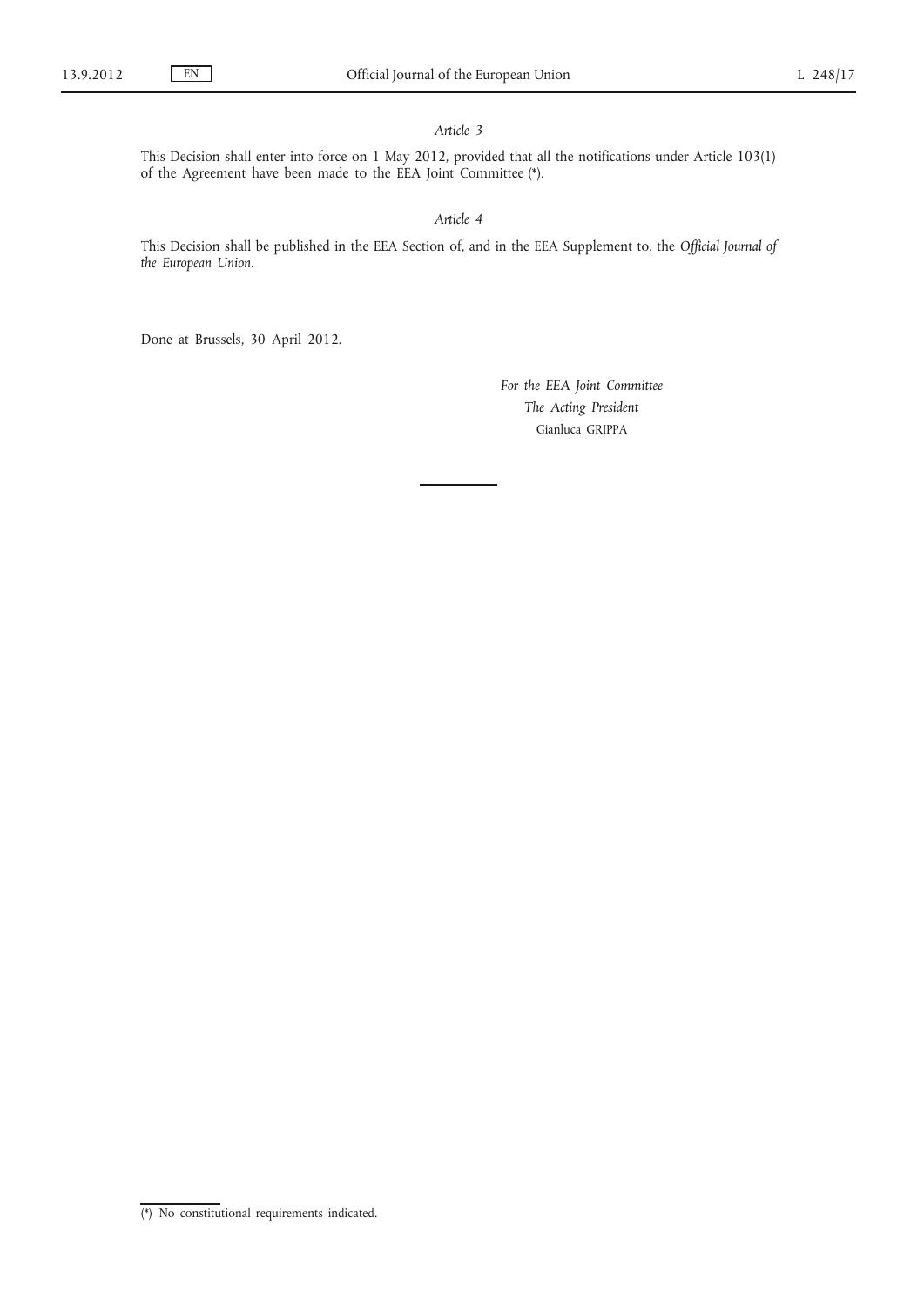*Article 3*

This Decision shall enter into force on 1 May 2012, provided that all the notifications under Article 103(1) of the Agreement have been made to the EEA Joint Committee (*).

*Article 4*

This Decision shall be published in the EEA Section of, and in the EEA Supplement to, the *Official Journal of the European Union*.

Done at Brussels, 30 April 2012.

*For the EEA Joint Committee*
*The Acting President*
Gianluca GRIPPA

(*) No constitutional requirements indicated.